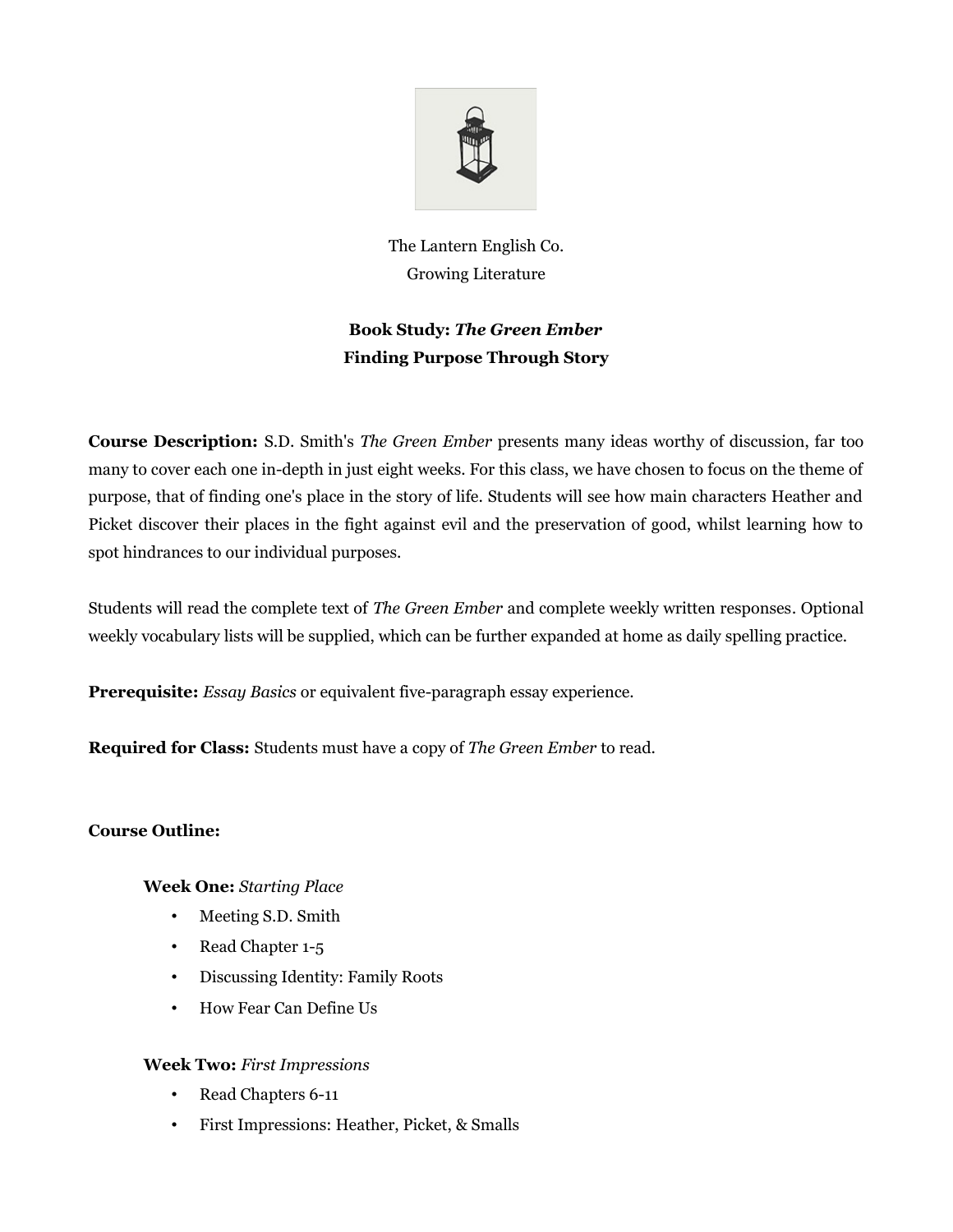The Lantern English Co.
Growing Literature

**Book Study: *The Green Ember***
**Finding Purpose Through Story**

**Course Description:** S.D. Smith's *The Green Ember* presents many ideas worthy of discussion, far too many to cover each one in-depth in just eight weeks. For this class, we have chosen to focus on the theme of purpose, that of finding one's place in the story of life. Students will see how main characters Heather and Picket discover their places in the fight against evil and the preservation of good, whilst learning how to spot hindrances to our individual purposes.

Students will read the complete text of *The Green Ember* and complete weekly written responses. Optional weekly vocabulary lists will be supplied, which can be further expanded at home as daily spelling practice.

**Prerequisite:** *Essay Basics* or equivalent five-paragraph essay experience.

**Required for Class:** Students must have a copy of *The Green Ember* to read.

**Course Outline:**

**Week One:** *Starting Place*

- Meeting S.D. Smith
- Read Chapter 1-5
- Discussing Identity: Family Roots
- How Fear Can Define Us

**Week Two:** *First Impressions*

- Read Chapters 6-11
- First Impressions: Heather, Picket, & Smalls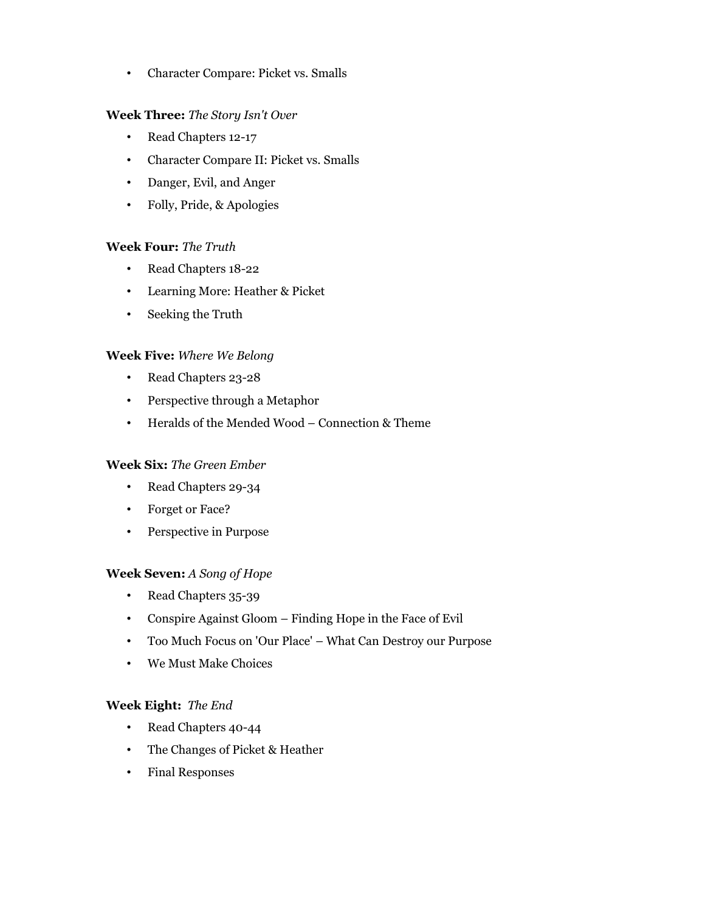- Character Compare: Picket vs. Smalls

**Week Three:** *The Story Isn't Over*

- Read Chapters 12-17
- Character Compare II: Picket vs. Smalls
- Danger, Evil, and Anger
- Folly, Pride, & Apologies

**Week Four:** *The Truth*

- Read Chapters 18-22
- Learning More: Heather & Picket
- Seeking the Truth

**Week Five:** *Where We Belong*

- Read Chapters 23-28
- Perspective through a Metaphor
- Heralds of the Mended Wood – Connection & Theme

**Week Six:** *The Green Ember*

- Read Chapters 29-34
- Forget or Face?
- Perspective in Purpose

**Week Seven:** *A Song of Hope*

- Read Chapters 35-39
- Conspire Against Gloom – Finding Hope in the Face of Evil
- Too Much Focus on 'Our Place' – What Can Destroy our Purpose
- We Must Make Choices

**Week Eight:** *The End*

- Read Chapters 40-44
- The Changes of Picket & Heather
- Final Responses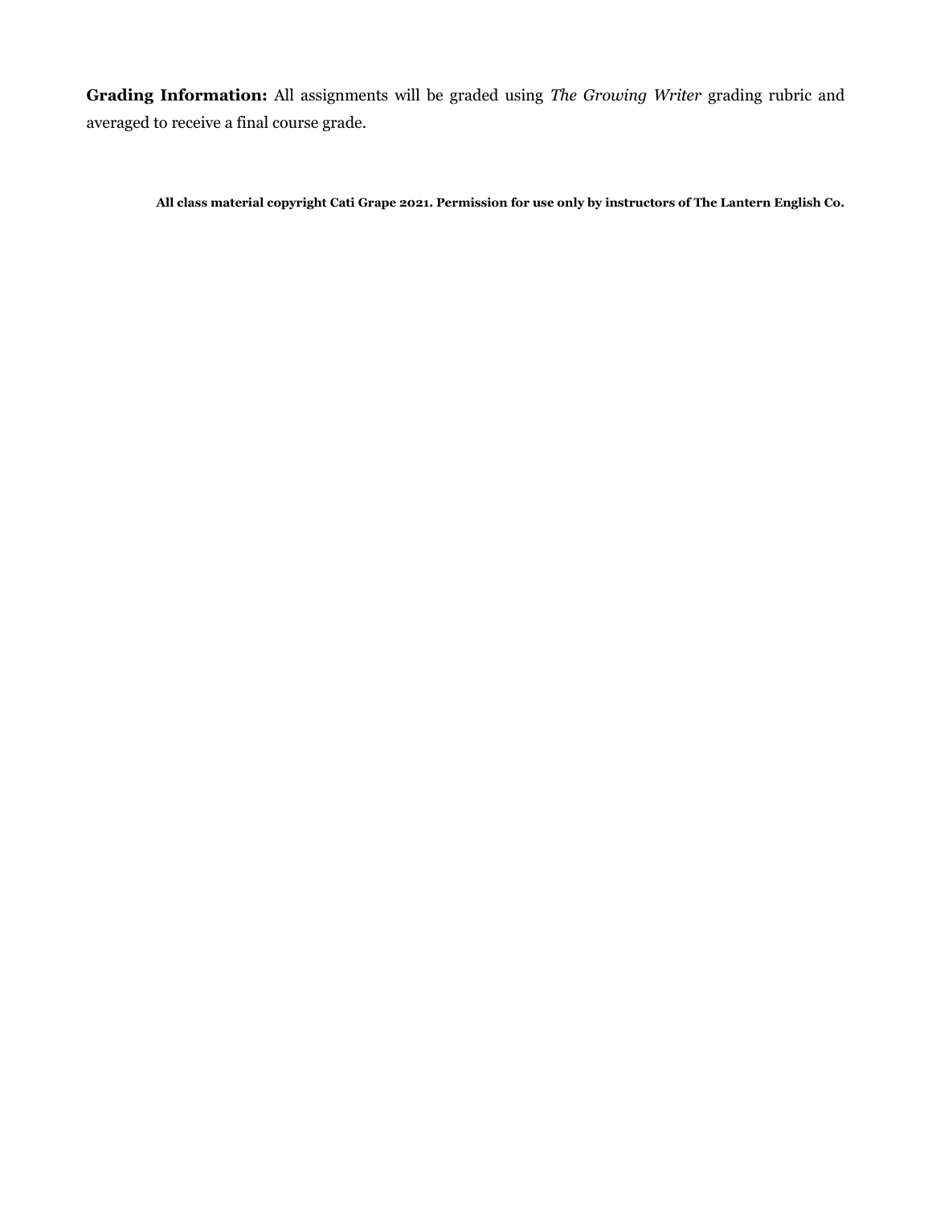**Grading Information:** All assignments will be graded using *The Growing Writer* grading rubric and averaged to receive a final course grade.

**All class material copyright Cati Grape 2021. Permission for use only by instructors of The Lantern English Co.**